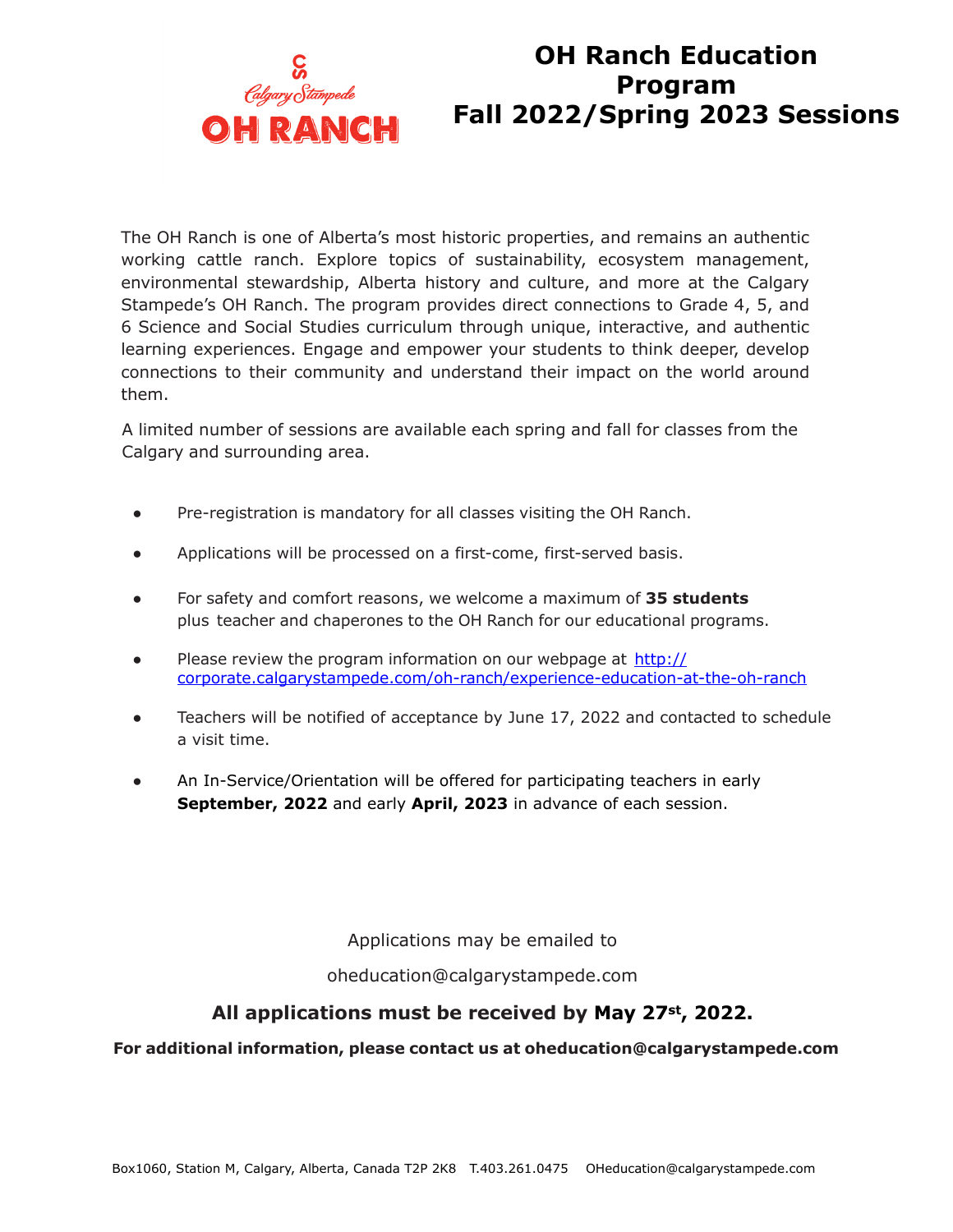# OH Ranch Education Program Fall 2022/Spring 2023 Sessions

The OH Ranch is one of Alberta's most historic properties, and remains an authentic working cattle ranch. Explore topics of sustainability, ecosystem management, environmental stewardship, Alberta history and culture, and more at the Calgary Stampede's OH Ranch. The program provides direct connections to Grade 4, 5, and 6 Science and Social Studies curriculum through unique, interactive, and authentic learning experiences. Engage and empower your students to think deeper, develop connections to their community and understand their impact on the world around them.

A limited number of sessions are available each spring and fall for classes from the Calgary and surrounding area.

- Pre-registration is mandatory for all classes visiting the OH Ranch.
- Applications will be processed on a first-come, first-served basis.
- For safety and comfort reasons, we welcome a maximum of **35 students** plus teacher and chaperones to the OH Ranch for our educational programs.
- Please review the program information on our webpage at [http://corporate.calgarystampede.com/oh-ranch/experience-education-at-the-oh-ranch](http://corporate.calgarystampede.com/oh-ranch/experience-education-at-the-oh-ranch)
- Teachers will be notified of acceptance by June 17, 2022 and contacted to schedule a visit time.
- An In-Service/Orientation will be offered for participating teachers in early **September, 2022** and early **April, 2023** in advance of each session.

Applications may be emailed to

oheducation@calgarystampede.com

**All applications must be received by May 27st, 2022.**

**For additional information, please contact us at oheducation@calgarystampede.com**

Box1060, Station M, Calgary, Alberta, Canada T2P 2K8 T.403.261.0475 OHeducation@calgarystampede.com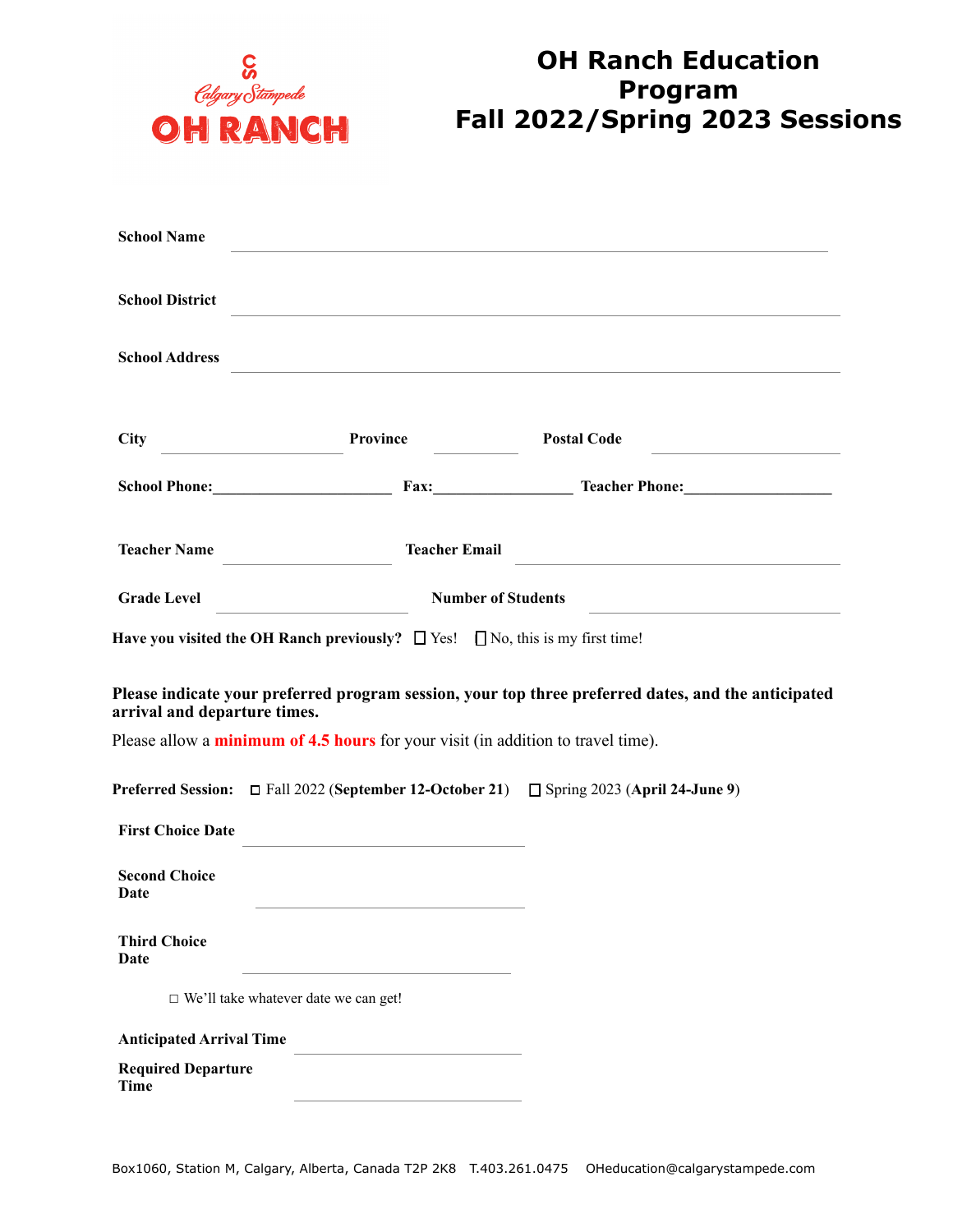# OH Ranch Education Program Fall 2022/Spring 2023 Sessions

**School Name** ______________________________

**School District** ______________________________

**School Address** ______________________________

**City** ______________ **Province** __________ **Postal Code** ______________

**School Phone:**______________ **Fax:**______________ **Teacher Phone:**______________

**Teacher Name** ______________ **Teacher Email** ______________

**Grade Level** ______________ **Number of Students** ______________

**Have you visited the OH Ranch previously?** ☐ Yes! ☐ No, this is my first time!

**Please indicate your preferred program session, your top three preferred dates, and the anticipated arrival and departure times.**

Please allow a **minimum of 4.5 hours** for your visit (in addition to travel time).

**Preferred Session:** ☐ Fall 2022 (**September 12-October 21**) ☐ Spring 2023 (**April 24-June 9**)

**First Choice Date** ______________

**Second Choice Date** ______________

**Third Choice Date** ______________

☐ We'll take whatever date we can get!

**Anticipated Arrival Time** ______________

**Required Departure Time** ______________

Box1060, Station M, Calgary, Alberta, Canada T2P 2K8 T.403.261.0475 OHeducation@calgarystampede.com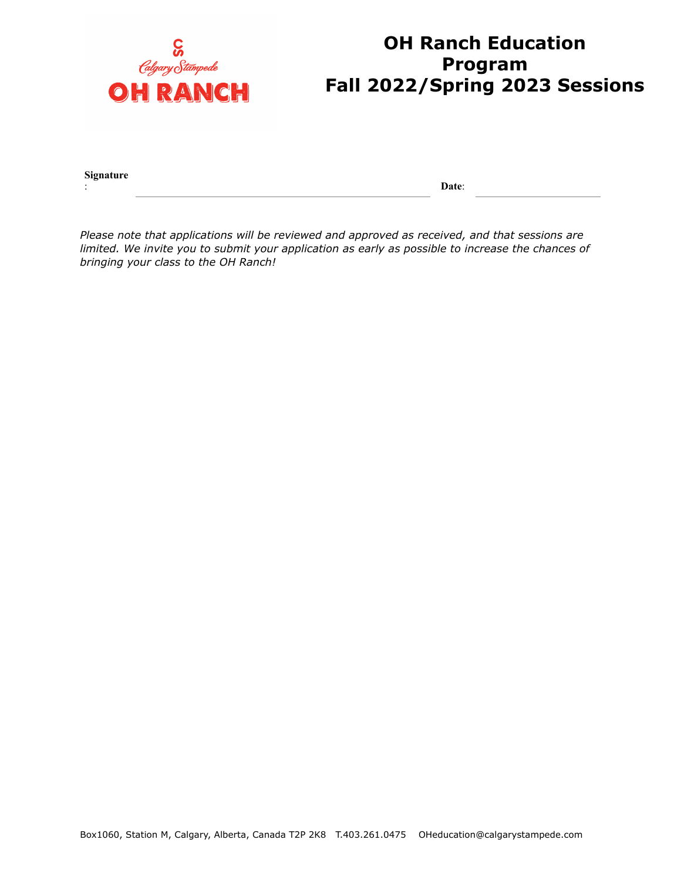# OH Ranch Education Program Fall 2022/Spring 2023 Sessions

**Signature**: \_\_\_\_\_\_\_\_\_\_\_\_\_\_\_\_\_\_\_\_\_\_\_\_\_\_\_\_\_\_\_\_\_\_\_\_\_\_\_\_ **Date**: \_\_\_\_\_\_\_\_\_\_\_\_\_\_\_\_\_\_

*Please note that applications will be reviewed and approved as received, and that sessions are limited. We invite you to submit your application as early as possible to increase the chances of bringing your class to the OH Ranch!*

Box1060, Station M, Calgary, Alberta, Canada T2P 2K8 T.403.261.0475 OHeducation@calgarystampede.com